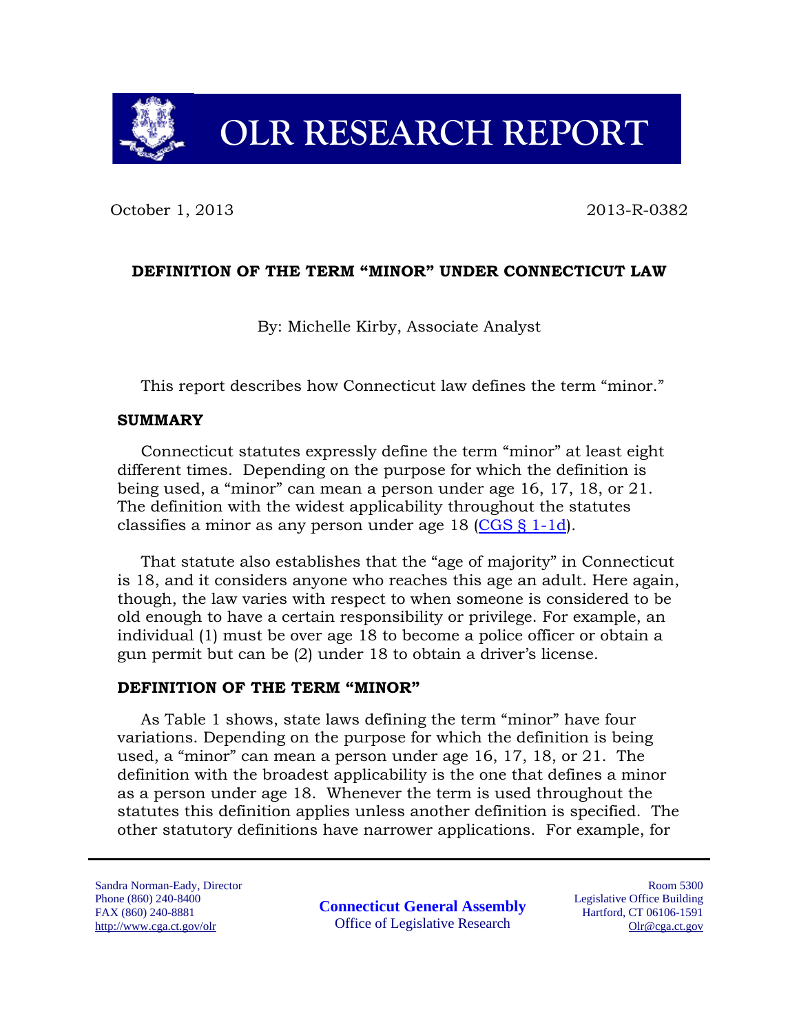# OLR RESEARCH REPORT

October 1, 2013 2013-R-0382

## DEFINITION OF THE TERM "MINOR" UNDER CONNECTICUT LAW

By: Michelle Kirby, Associate Analyst

This report describes how Connecticut law defines the term "minor."

### SUMMARY

Connecticut statutes expressly define the term "minor" at least eight different times. Depending on the purpose for which the definition is being used, a "minor" can mean a person under age 16, 17, 18, or 21. The definition with the widest applicability throughout the statutes classifies a minor as any person under age 18 (CGS § 1-1d).

That statute also establishes that the "age of majority" in Connecticut is 18, and it considers anyone who reaches this age an adult. Here again, though, the law varies with respect to when someone is considered to be old enough to have a certain responsibility or privilege. For example, an individual (1) must be over age 18 to become a police officer or obtain a gun permit but can be (2) under 18 to obtain a driver's license.

### DEFINITION OF THE TERM "MINOR"

As Table 1 shows, state laws defining the term "minor" have four variations. Depending on the purpose for which the definition is being used, a "minor" can mean a person under age 16, 17, 18, or 21. The definition with the broadest applicability is the one that defines a minor as a person under age 18. Whenever the term is used throughout the statutes this definition applies unless another definition is specified. The other statutory definitions have narrower applications. For example, for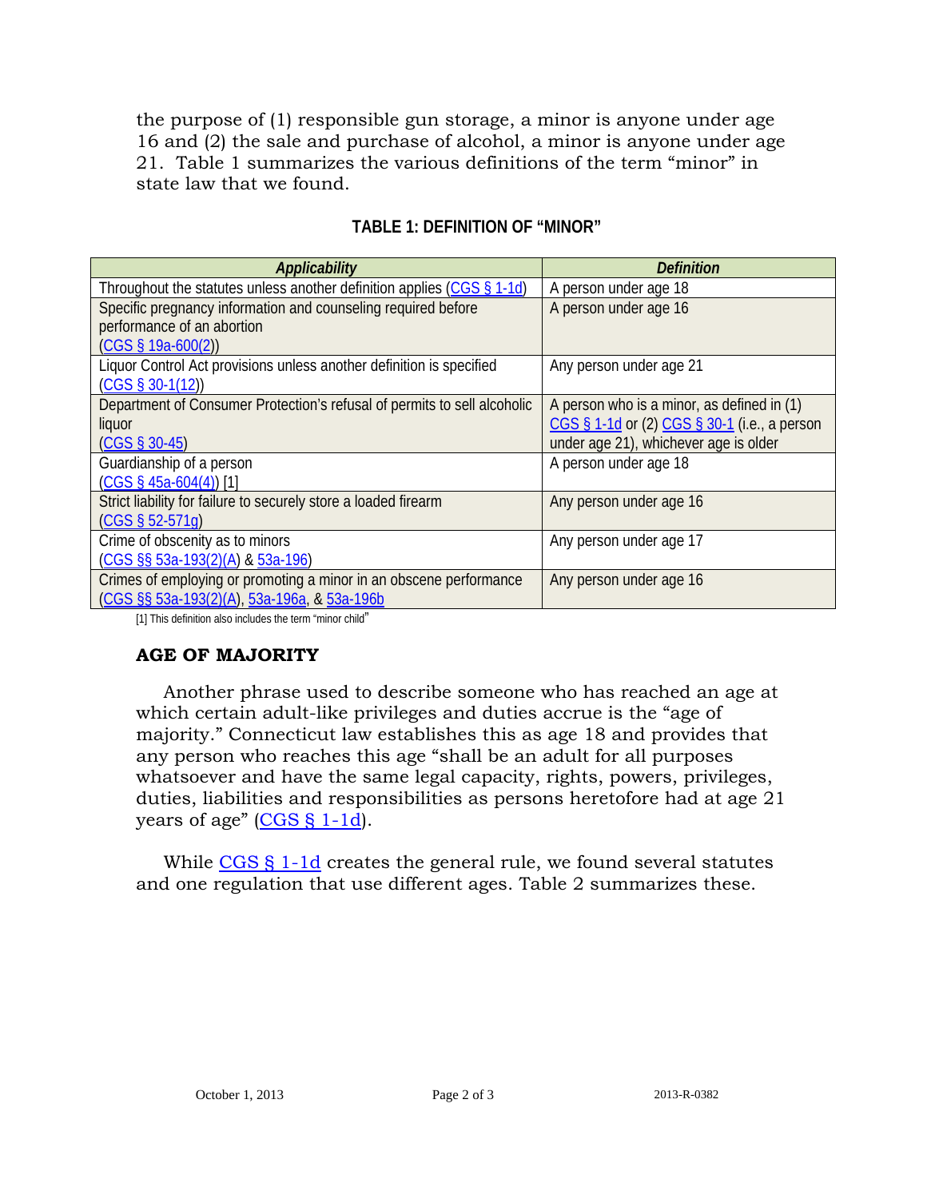the purpose of (1) responsible gun storage, a minor is anyone under age 16 and (2) the sale and purchase of alcohol, a minor is anyone under age 21. Table 1 summarizes the various definitions of the term "minor" in state law that we found.

**TABLE 1: DEFINITION OF "MINOR"**

| *Applicability* | *Definition* |
|---|---|
| Throughout the statutes unless another definition applies (CGS § 1-1d) | A person under age 18 |
| Specific pregnancy information and counseling required before performance of an abortion (CGS § 19a-600(2)) | A person under age 16 |
| Liquor Control Act provisions unless another definition is specified (CGS § 30-1(12)) | Any person under age 21 |
| Department of Consumer Protection's refusal of permits to sell alcoholic liquor (CGS § 30-45) | A person who is a minor, as defined in (1) CGS § 1-1d or (2) CGS § 30-1 (i.e., a person under age 21), whichever age is older |
| Guardianship of a person (CGS § 45a-604(4)) [1] | A person under age 18 |
| Strict liability for failure to securely store a loaded firearm (CGS § 52-571g) | Any person under age 16 |
| Crime of obscenity as to minors (CGS §§ 53a-193(2)(A) & 53a-196) | Any person under age 17 |
| Crimes of employing or promoting a minor in an obscene performance (CGS §§ 53a-193(2)(A), 53a-196a, & 53a-196b | Any person under age 16 |

[1] This definition also includes the term "minor child"

## AGE OF MAJORITY

Another phrase used to describe someone who has reached an age at which certain adult-like privileges and duties accrue is the "age of majority." Connecticut law establishes this as age 18 and provides that any person who reaches this age "shall be an adult for all purposes whatsoever and have the same legal capacity, rights, powers, privileges, duties, liabilities and responsibilities as persons heretofore had at age 21 years of age" (CGS § 1-1d).

While CGS § 1-1d creates the general rule, we found several statutes and one regulation that use different ages. Table 2 summarizes these.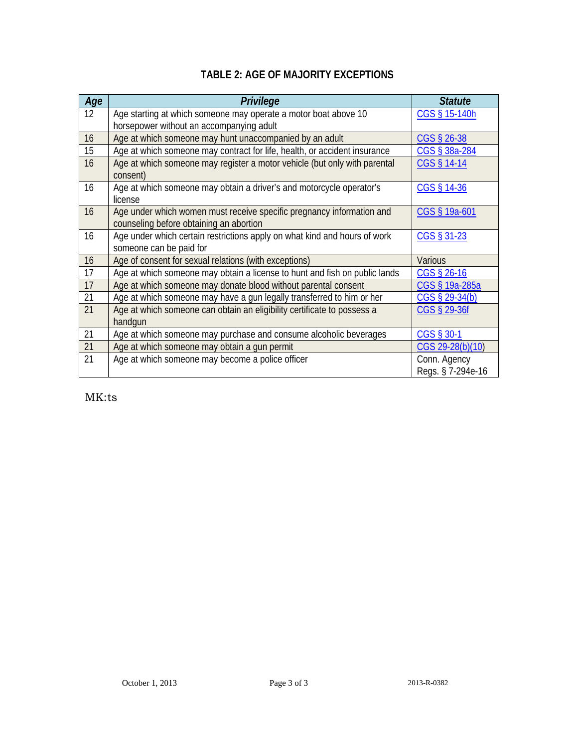### TABLE 2: AGE OF MAJORITY EXCEPTIONS

| *Age* | *Privilege* | *Statute* |
|---|---|---|
| 12 | Age starting at which someone may operate a motor boat above 10 horsepower without an accompanying adult | CGS § 15-140h |
| 16 | Age at which someone may hunt unaccompanied by an adult | CGS § 26-38 |
| 15 | Age at which someone may contract for life, health, or accident insurance | CGS § 38a-284 |
| 16 | Age at which someone may register a motor vehicle (but only with parental consent) | CGS § 14-14 |
| 16 | Age at which someone may obtain a driver's and motorcycle operator's license | CGS § 14-36 |
| 16 | Age under which women must receive specific pregnancy information and counseling before obtaining an abortion | CGS § 19a-601 |
| 16 | Age under which certain restrictions apply on what kind and hours of work someone can be paid for | CGS § 31-23 |
| 16 | Age of consent for sexual relations (with exceptions) | Various |
| 17 | Age at which someone may obtain a license to hunt and fish on public lands | CGS § 26-16 |
| 17 | Age at which someone may donate blood without parental consent | CGS § 19a-285a |
| 21 | Age at which someone may have a gun legally transferred to him or her | CGS § 29-34(b) |
| 21 | Age at which someone can obtain an eligibility certificate to possess a handgun | CGS § 29-36f |
| 21 | Age at which someone may purchase and consume alcoholic beverages | CGS § 30-1 |
| 21 | Age at which someone may obtain a gun permit | CGS 29-28(b)(10) |
| 21 | Age at which someone may become a police officer | Conn. Agency Regs. § 7-294e-16 |

MK:ts